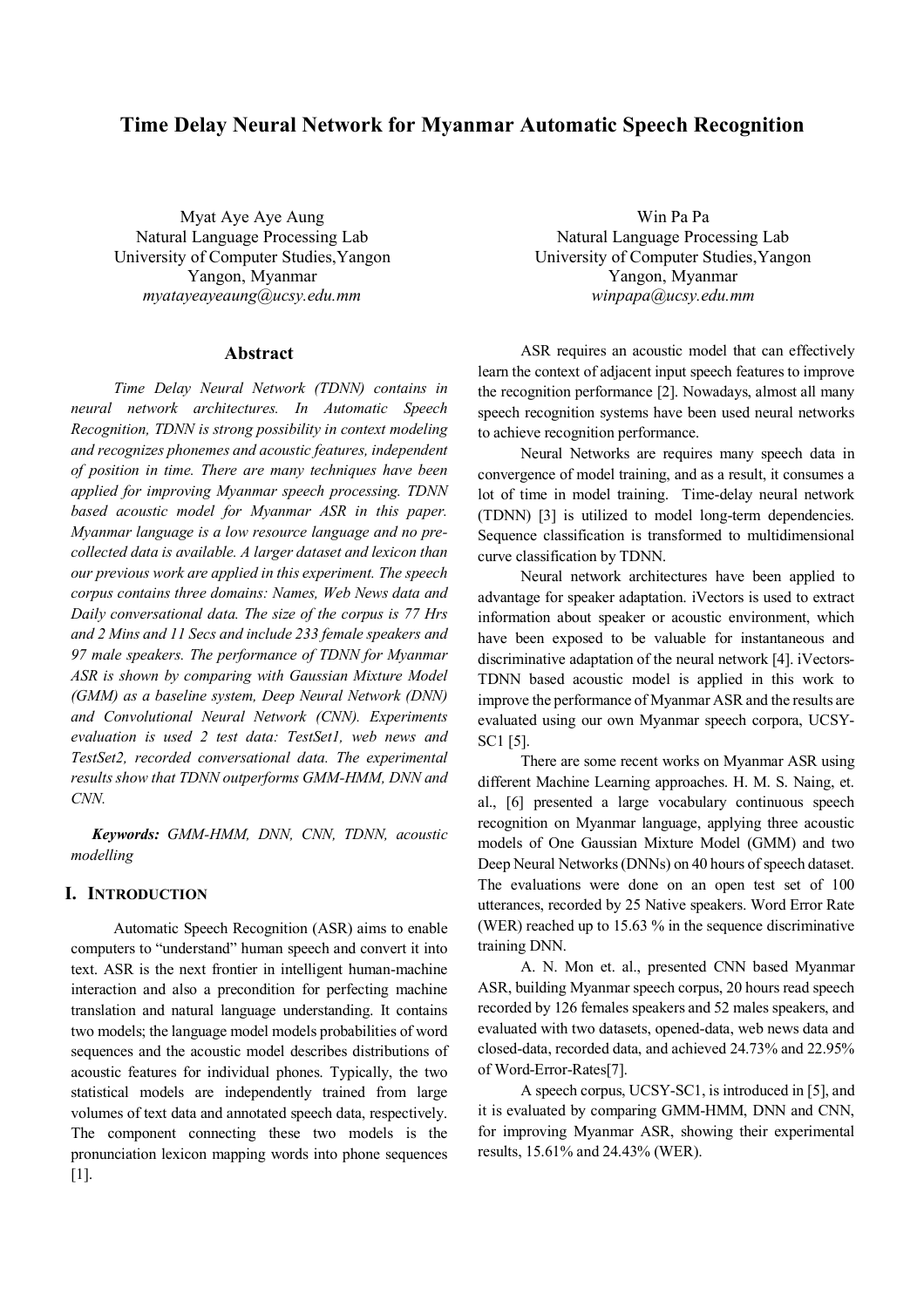# Time Delay Neural Network for Myanmar Automatic Speech Recognition

Myat Aye Aye Aung
Natural Language Processing Lab
University of Computer Studies,Yangon
Yangon, Myanmar
*myatayeayeaung@ucsy.edu.mm*

Win Pa Pa
Natural Language Processing Lab
University of Computer Studies,Yangon
Yangon, Myanmar
*winpapa@ucsy.edu.mm*

## Abstract

*Time Delay Neural Network (TDNN) contains in neural network architectures. In Automatic Speech Recognition, TDNN is strong possibility in context modeling and recognizes phonemes and acoustic features, independent of position in time. There are many techniques have been applied for improving Myanmar speech processing. TDNN based acoustic model for Myanmar ASR in this paper. Myanmar language is a low resource language and no pre-collected data is available. A larger dataset and lexicon than our previous work are applied in this experiment. The speech corpus contains three domains: Names, Web News data and Daily conversational data. The size of the corpus is 77 Hrs and 2 Mins and 11 Secs and include 233 female speakers and 97 male speakers. The performance of TDNN for Myanmar ASR is shown by comparing with Gaussian Mixture Model (GMM) as a baseline system, Deep Neural Network (DNN) and Convolutional Neural Network (CNN). Experiments evaluation is used 2 test data: TestSet1, web news and TestSet2, recorded conversational data. The experimental results show that TDNN outperforms GMM-HMM, DNN and CNN.*

***Keywords:*** *GMM-HMM, DNN, CNN, TDNN, acoustic modelling*

## I. Introduction

Automatic Speech Recognition (ASR) aims to enable computers to "understand" human speech and convert it into text. ASR is the next frontier in intelligent human-machine interaction and also a precondition for perfecting machine translation and natural language understanding. It contains two models; the language model models probabilities of word sequences and the acoustic model describes distributions of acoustic features for individual phones. Typically, the two statistical models are independently trained from large volumes of text data and annotated speech data, respectively. The component connecting these two models is the pronunciation lexicon mapping words into phone sequences [1].

ASR requires an acoustic model that can effectively learn the context of adjacent input speech features to improve the recognition performance [2]. Nowadays, almost all many speech recognition systems have been used neural networks to achieve recognition performance.

Neural Networks are requires many speech data in convergence of model training, and as a result, it consumes a lot of time in model training. Time-delay neural network (TDNN) [3] is utilized to model long-term dependencies. Sequence classification is transformed to multidimensional curve classification by TDNN.

Neural network architectures have been applied to advantage for speaker adaptation. iVectors is used to extract information about speaker or acoustic environment, which have been exposed to be valuable for instantaneous and discriminative adaptation of the neural network [4]. iVectors-TDNN based acoustic model is applied in this work to improve the performance of Myanmar ASR and the results are evaluated using our own Myanmar speech corpora, UCSY-SC1 [5].

There are some recent works on Myanmar ASR using different Machine Learning approaches. H. M. S. Naing, et. al., [6] presented a large vocabulary continuous speech recognition on Myanmar language, applying three acoustic models of One Gaussian Mixture Model (GMM) and two Deep Neural Networks (DNNs) on 40 hours of speech dataset. The evaluations were done on an open test set of 100 utterances, recorded by 25 Native speakers. Word Error Rate (WER) reached up to 15.63 % in the sequence discriminative training DNN.

A. N. Mon et. al., presented CNN based Myanmar ASR, building Myanmar speech corpus, 20 hours read speech recorded by 126 females speakers and 52 males speakers, and evaluated with two datasets, opened-data, web news data and closed-data, recorded data, and achieved 24.73% and 22.95% of Word-Error-Rates[7].

A speech corpus, UCSY-SC1, is introduced in [5], and it is evaluated by comparing GMM-HMM, DNN and CNN, for improving Myanmar ASR, showing their experimental results, 15.61% and 24.43% (WER).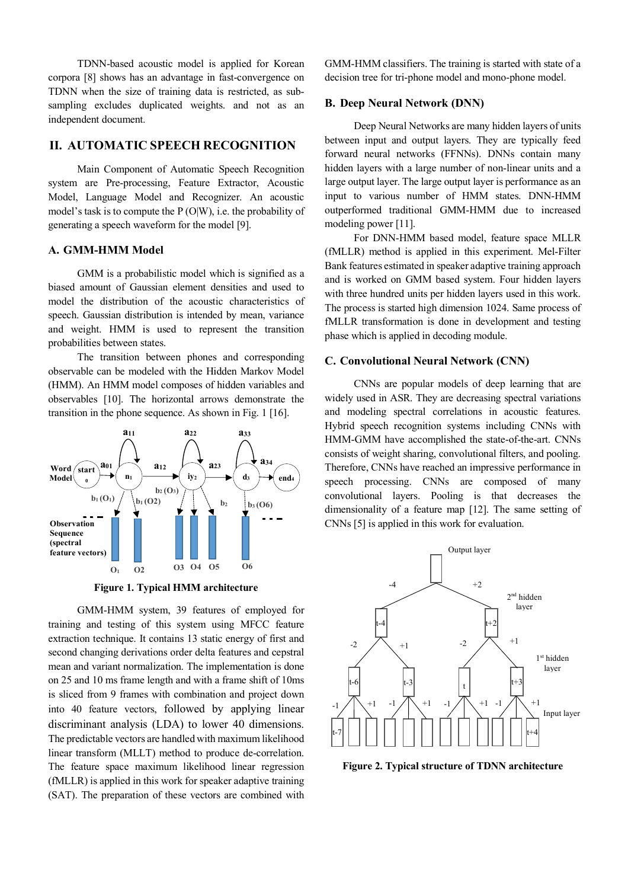TDNN-based acoustic model is applied for Korean corpora [8] shows has an advantage in fast-convergence on TDNN when the size of training data is restricted, as sub-sampling excludes duplicated weights. and not as an independent document.

## II. AUTOMATIC SPEECH RECOGNITION

Main Component of Automatic Speech Recognition system are Pre-processing, Feature Extractor, Acoustic Model, Language Model and Recognizer. An acoustic model's task is to compute the P (O|W), i.e. the probability of generating a speech waveform for the model [9].

### A. GMM-HMM Model

GMM is a probabilistic model which is signified as a biased amount of Gaussian element densities and used to model the distribution of the acoustic characteristics of speech. Gaussian distribution is intended by mean, variance and weight. HMM is used to represent the transition probabilities between states.

The transition between phones and corresponding observable can be modeled with the Hidden Markov Model (HMM). An HMM model composes of hidden variables and observables [10]. The horizontal arrows demonstrate the transition in the phone sequence. As shown in Fig. 1 [16].

**Figure 1. Typical HMM architecture**

GMM-HMM system, 39 features of employed for training and testing of this system using MFCC feature extraction technique. It contains 13 static energy of first and second changing derivations order delta features and cepstral mean and variant normalization. The implementation is done on 25 and 10 ms frame length and with a frame shift of 10ms is sliced from 9 frames with combination and project down into 40 feature vectors, followed by applying linear discriminant analysis (LDA) to lower 40 dimensions. The predictable vectors are handled with maximum likelihood linear transform (MLLT) method to produce de-correlation. The feature space maximum likelihood linear regression (fMLLR) is applied in this work for speaker adaptive training (SAT). The preparation of these vectors are combined with GMM-HMM classifiers. The training is started with state of a decision tree for tri-phone model and mono-phone model.

### B. Deep Neural Network (DNN)

Deep Neural Networks are many hidden layers of units between input and output layers. They are typically feed forward neural networks (FFNNs). DNNs contain many hidden layers with a large number of non-linear units and a large output layer. The large output layer is performance as an input to various number of HMM states. DNN-HMM outperformed traditional GMM-HMM due to increased modeling power [11].

For DNN-HMM based model, feature space MLLR (fMLLR) method is applied in this experiment. Mel-Filter Bank features estimated in speaker adaptive training approach and is worked on GMM based system. Four hidden layers with three hundred units per hidden layers used in this work. The process is started high dimension 1024. Same process of fMLLR transformation is done in development and testing phase which is applied in decoding module.

### C. Convolutional Neural Network (CNN)

CNNs are popular models of deep learning that are widely used in ASR. They are decreasing spectral variations and modeling spectral correlations in acoustic features. Hybrid speech recognition systems including CNNs with HMM-GMM have accomplished the state-of-the-art. CNNs consists of weight sharing, convolutional filters, and pooling. Therefore, CNNs have reached an impressive performance in speech processing. CNNs are composed of many convolutional layers. Pooling is that decreases the dimensionality of a feature map [12]. The same setting of CNNs [5] is applied in this work for evaluation.

**Figure 2. Typical structure of TDNN architecture**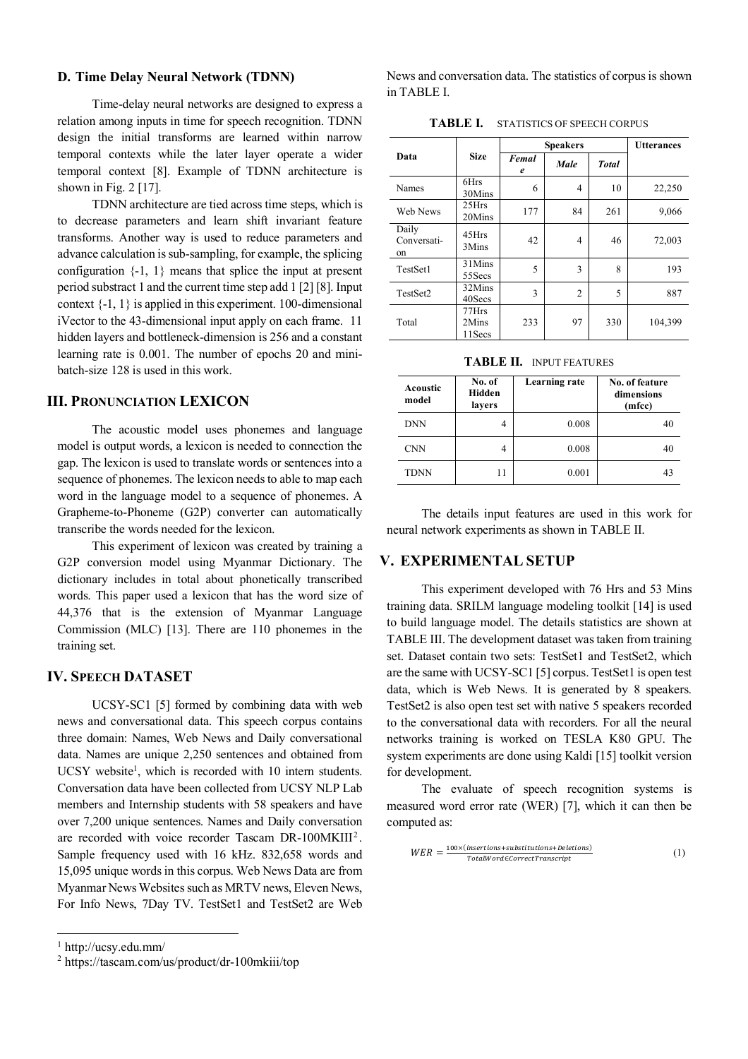### D. Time Delay Neural Network (TDNN)

Time-delay neural networks are designed to express a relation among inputs in time for speech recognition. TDNN design the initial transforms are learned within narrow temporal contexts while the later layer operate a wider temporal context [8]. Example of TDNN architecture is shown in Fig. 2 [17].

TDNN architecture are tied across time steps, which is to decrease parameters and learn shift invariant feature transforms. Another way is used to reduce parameters and advance calculation is sub-sampling, for example, the splicing configuration {-1, 1} means that splice the input at present period substract 1 and the current time step add 1 [2] [8]. Input context {-1, 1} is applied in this experiment. 100-dimensional iVector to the 43-dimensional input apply on each frame. 11 hidden layers and bottleneck-dimension is 256 and a constant learning rate is 0.001. The number of epochs 20 and mini-batch-size 128 is used in this work.

## III. Pronunciation Lexicon

The acoustic model uses phonemes and language model is output words, a lexicon is needed to connection the gap. The lexicon is used to translate words or sentences into a sequence of phonemes. The lexicon needs to able to map each word in the language model to a sequence of phonemes. A Grapheme-to-Phoneme (G2P) converter can automatically transcribe the words needed for the lexicon.

This experiment of lexicon was created by training a G2P conversion model using Myanmar Dictionary. The dictionary includes in total about phonetically transcribed words. This paper used a lexicon that has the word size of 44,376 that is the extension of Myanmar Language Commission (MLC) [13]. There are 110 phonemes in the training set.

## IV. Speech Dataset

UCSY-SC1 [5] formed by combining data with web news and conversational data. This speech corpus contains three domain: Names, Web News and Daily conversational data. Names are unique 2,250 sentences and obtained from UCSY website[1], which is recorded with 10 intern students. Conversation data have been collected from UCSY NLP Lab members and Internship students with 58 speakers and have over 7,200 unique sentences. Names and Daily conversation are recorded with voice recorder Tascam DR-100MKIII[2]. Sample frequency used with 16 kHz. 832,658 words and 15,095 unique words in this corpus. Web News Data are from Myanmar News Websites such as MRTV news, Eleven News, For Info News, 7Day TV. TestSet1 and TestSet2 are Web News and conversation data. The statistics of corpus is shown in TABLE I.

**TABLE I.** STATISTICS OF SPEECH CORPUS

| Data | Size | Speakers | | | Utterances |
|---|---|---|---|---|---|
| | | *Female* | *Male* | *Total* | |
| Names | 6Hrs 30Mins | 6 | 4 | 10 | 22,250 |
| Web News | 25Hrs 20Mins | 177 | 84 | 261 | 9,066 |
| Daily Conversation | 45Hrs 3Mins | 42 | 4 | 46 | 72,003 |
| TestSet1 | 31Mins 55Secs | 5 | 3 | 8 | 193 |
| TestSet2 | 32Mins 40Secs | 3 | 2 | 5 | 887 |
| Total | 77Hrs 2Mins 11Secs | 233 | 97 | 330 | 104,399 |

**TABLE II.** INPUT FEATURES

| Acoustic model | No. of Hidden layers | Learning rate | No. of feature dimensions (mfcc) |
|---|---|---|---|
| DNN | 4 | 0.008 | 40 |
| CNN | 4 | 0.008 | 40 |
| TDNN | 11 | 0.001 | 43 |

The details input features are used in this work for neural network experiments as shown in TABLE II.

## V. Experimental Setup

This experiment developed with 76 Hrs and 53 Mins training data. SRILM language modeling toolkit [14] is used to build language model. The details statistics are shown at TABLE III. The development dataset was taken from training set. Dataset contain two sets: TestSet1 and TestSet2, which are the same with UCSY-SC1 [5] corpus. TestSet1 is open test data, which is Web News. It is generated by 8 speakers. TestSet2 is also open test set with native 5 speakers recorded to the conversational data with recorders. For all the neural networks training is worked on TESLA K80 GPU. The system experiments are done using Kaldi [15] toolkit version for development.

The evaluate of speech recognition systems is measured word error rate (WER) [7], which it can then be computed as:

$$WER = \frac{100 \times (insertions + substitutions + Deletions)}{TotalWord \in CorrectTranscript} \quad (1)$$

[1] http://ucsy.edu.mm/

[2] https://tascam.com/us/product/dr-100mkiii/top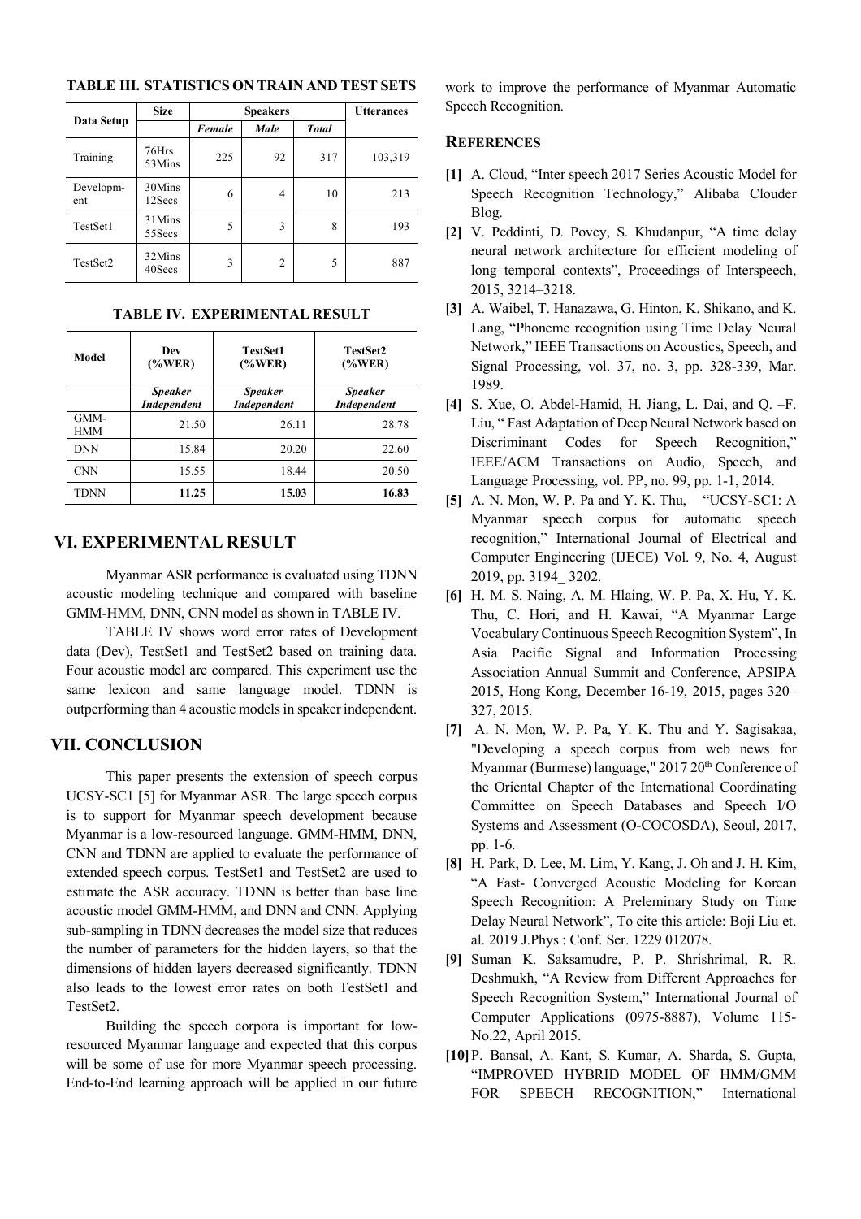**TABLE III. STATISTICS ON TRAIN AND TEST SETS**

| Data Setup | Size | Speakers | | | Utterances |
|---|---|---|---|---|---|
| | | *Female* | *Male* | *Total* | |
| Training | 76Hrs 53Mins | 225 | 92 | 317 | 103,319 |
| Development | 30Mins 12Secs | 6 | 4 | 10 | 213 |
| TestSet1 | 31Mins 55Secs | 5 | 3 | 8 | 193 |
| TestSet2 | 32Mins 40Secs | 3 | 2 | 5 | 887 |

**TABLE IV. EXPERIMENTAL RESULT**

| Model | Dev (%WER) | TestSet1 (%WER) | TestSet2 (%WER) |
|---|---|---|---|
| | *Speaker Independent* | *Speaker Independent* | *Speaker Independent* |
| GMM-HMM | 21.50 | 26.11 | 28.78 |
| DNN | 15.84 | 20.20 | 22.60 |
| CNN | 15.55 | 18.44 | 20.50 |
| TDNN | **11.25** | **15.03** | **16.83** |

## VI. EXPERIMENTAL RESULT

Myanmar ASR performance is evaluated using TDNN acoustic modeling technique and compared with baseline GMM-HMM, DNN, CNN model as shown in TABLE IV.

TABLE IV shows word error rates of Development data (Dev), TestSet1 and TestSet2 based on training data. Four acoustic model are compared. This experiment use the same lexicon and same language model. TDNN is outperforming than 4 acoustic models in speaker independent.

## VII. CONCLUSION

This paper presents the extension of speech corpus UCSY-SC1 [5] for Myanmar ASR. The large speech corpus is to support for Myanmar speech development because Myanmar is a low-resourced language. GMM-HMM, DNN, CNN and TDNN are applied to evaluate the performance of extended speech corpus. TestSet1 and TestSet2 are used to estimate the ASR accuracy. TDNN is better than base line acoustic model GMM-HMM, and DNN and CNN. Applying sub-sampling in TDNN decreases the model size that reduces the number of parameters for the hidden layers, so that the dimensions of hidden layers decreased significantly. TDNN also leads to the lowest error rates on both TestSet1 and TestSet2.

Building the speech corpora is important for low-resourced Myanmar language and expected that this corpus will be some of use for more Myanmar speech processing. End-to-End learning approach will be applied in our future work to improve the performance of Myanmar Automatic Speech Recognition.

## REFERENCES

**[1]** A. Cloud, "Inter speech 2017 Series Acoustic Model for Speech Recognition Technology," Alibaba Clouder Blog.

**[2]** V. Peddinti, D. Povey, S. Khudanpur, "A time delay neural network architecture for efficient modeling of long temporal contexts", Proceedings of Interspeech, 2015, 3214–3218.

**[3]** A. Waibel, T. Hanazawa, G. Hinton, K. Shikano, and K. Lang, "Phoneme recognition using Time Delay Neural Network," IEEE Transactions on Acoustics, Speech, and Signal Processing, vol. 37, no. 3, pp. 328-339, Mar. 1989.

**[4]** S. Xue, O. Abdel-Hamid, H. Jiang, L. Dai, and Q. –F. Liu, " Fast Adaptation of Deep Neural Network based on Discriminant Codes for Speech Recognition," IEEE/ACM Transactions on Audio, Speech, and Language Processing, vol. PP, no. 99, pp. 1-1, 2014.

**[5]** A. N. Mon, W. P. Pa and Y. K. Thu, "UCSY-SC1: A Myanmar speech corpus for automatic speech recognition," International Journal of Electrical and Computer Engineering (IJECE) Vol. 9, No. 4, August 2019, pp. 3194_ 3202.

**[6]** H. M. S. Naing, A. M. Hlaing, W. P. Pa, X. Hu, Y. K. Thu, C. Hori, and H. Kawai, "A Myanmar Large Vocabulary Continuous Speech Recognition System", In Asia Pacific Signal and Information Processing Association Annual Summit and Conference, APSIPA 2015, Hong Kong, December 16-19, 2015, pages 320–327, 2015.

**[7]** A. N. Mon, W. P. Pa, Y. K. Thu and Y. Sagisakaa, "Developing a speech corpus from web news for Myanmar (Burmese) language," 2017 20th Conference of the Oriental Chapter of the International Coordinating Committee on Speech Databases and Speech I/O Systems and Assessment (O-COCOSDA), Seoul, 2017, pp. 1-6.

**[8]** H. Park, D. Lee, M. Lim, Y. Kang, J. Oh and J. H. Kim, "A Fast- Converged Acoustic Modeling for Korean Speech Recognition: A Preleminary Study on Time Delay Neural Network", To cite this article: Boji Liu et. al. 2019 J.Phys : Conf. Ser. 1229 012078.

**[9]** Suman K. Saksamudre, P. P. Shrishrimal, R. R. Deshmukh, "A Review from Different Approaches for Speech Recognition System," International Journal of Computer Applications (0975-8887), Volume 115-No.22, April 2015.

**[10]** P. Bansal, A. Kant, S. Kumar, A. Sharda, S. Gupta, "IMPROVED HYBRID MODEL OF HMM/GMM FOR SPEECH RECOGNITION," International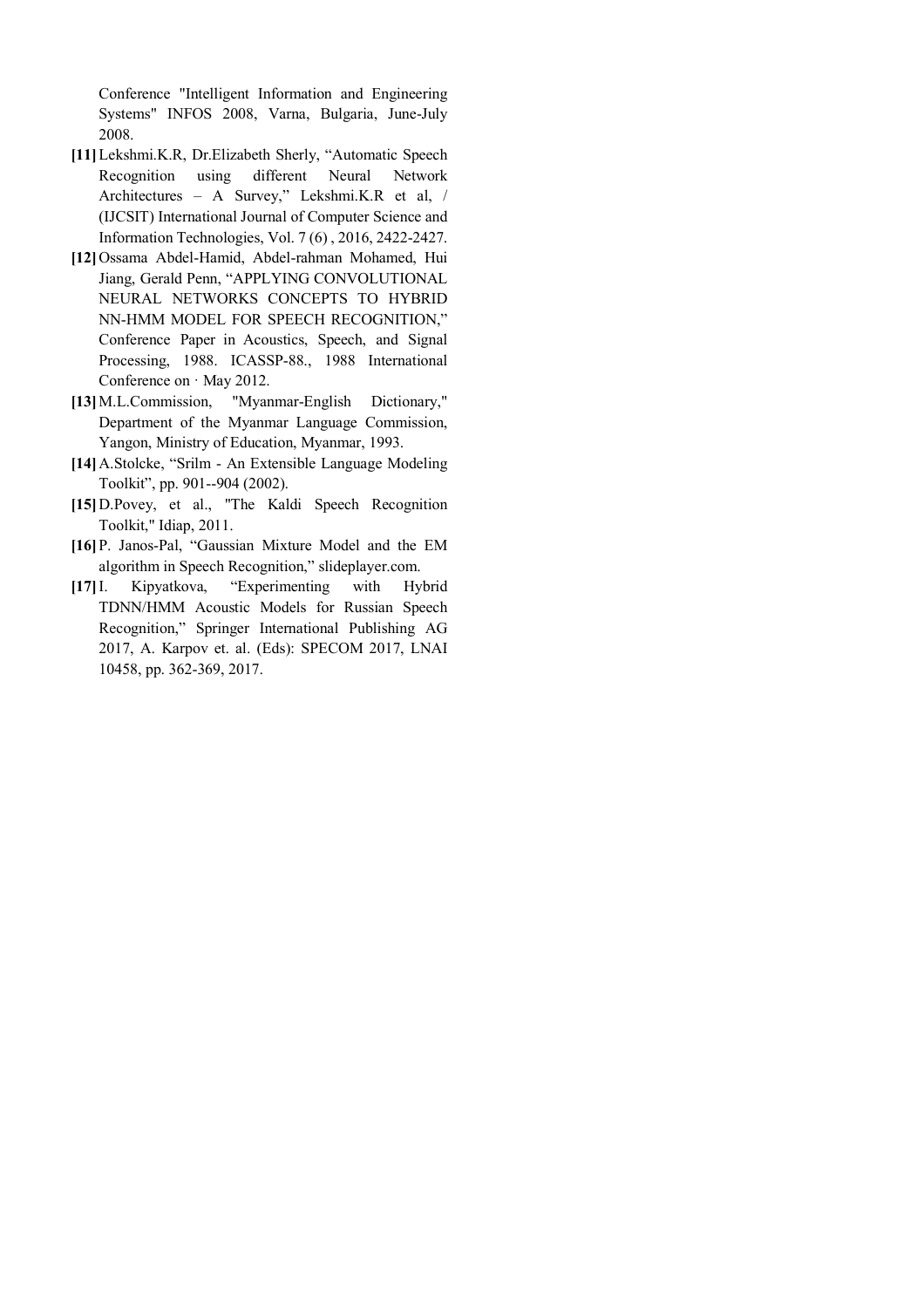Conference "Intelligent Information and Engineering Systems" INFOS 2008, Varna, Bulgaria, June-July 2008.

**[11]** Lekshmi.K.R, Dr.Elizabeth Sherly, "Automatic Speech Recognition using different Neural Network Architectures – A Survey," Lekshmi.K.R et al, / (IJCSIT) International Journal of Computer Science and Information Technologies, Vol. 7 (6) , 2016, 2422-2427.

**[12]** Ossama Abdel-Hamid, Abdel-rahman Mohamed, Hui Jiang, Gerald Penn, "APPLYING CONVOLUTIONAL NEURAL NETWORKS CONCEPTS TO HYBRID NN-HMM MODEL FOR SPEECH RECOGNITION," Conference Paper in Acoustics, Speech, and Signal Processing, 1988. ICASSP-88., 1988 International Conference on · May 2012.

**[13]** M.L.Commission, "Myanmar-English Dictionary," Department of the Myanmar Language Commission, Yangon, Ministry of Education, Myanmar, 1993.

**[14]** A.Stolcke, "Srilm - An Extensible Language Modeling Toolkit", pp. 901--904 (2002).

**[15]** D.Povey, et al., "The Kaldi Speech Recognition Toolkit," Idiap, 2011.

**[16]** P. Janos-Pal, "Gaussian Mixture Model and the EM algorithm in Speech Recognition," slideplayer.com.

**[17]** I. Kipyatkova, "Experimenting with Hybrid TDNN/HMM Acoustic Models for Russian Speech Recognition," Springer International Publishing AG 2017, A. Karpov et. al. (Eds): SPECOM 2017, LNAI 10458, pp. 362-369, 2017.